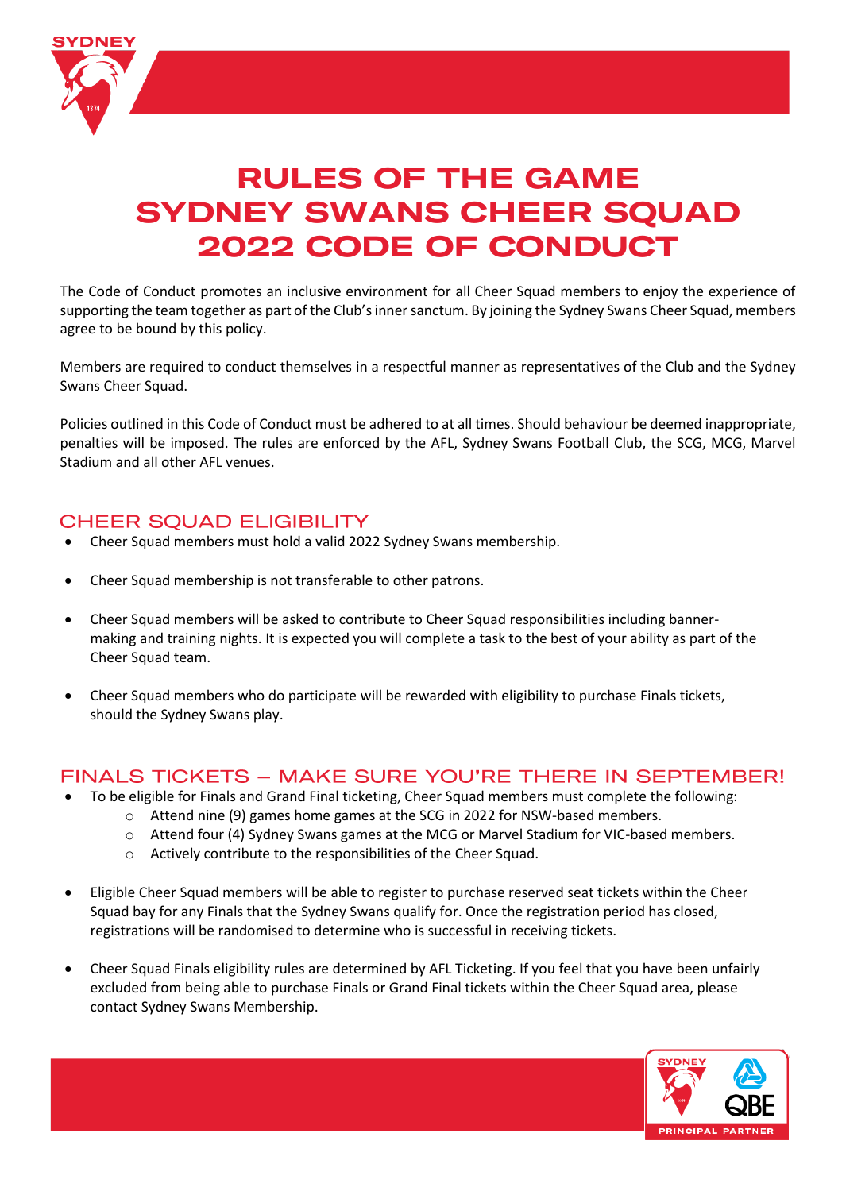# RULES OF THE GAME SYDNEY SWANS CHEER SQUAD 2022 CODE OF CONDUCT

The Code of Conduct promotes an inclusive environment for all Cheer Squad members to enjoy the experience of supporting the team together as part of the Club's inner sanctum. By joining the Sydney Swans Cheer Squad, members agree to be bound by this policy.

Members are required to conduct themselves in a respectful manner as representatives of the Club and the Sydney Swans Cheer Squad.

Policies outlined in this Code of Conduct must be adhered to at all times. Should behaviour be deemed inappropriate, penalties will be imposed. The rules are enforced by the AFL, Sydney Swans Football Club, the SCG, MCG, Marvel Stadium and all other AFL venues.

## CHEER SQUAD ELIGIBILITY

- Cheer Squad members must hold a valid 2022 Sydney Swans membership.
- Cheer Squad membership is not transferable to other patrons.
- Cheer Squad members will be asked to contribute to Cheer Squad responsibilities including banner-making and training nights. It is expected you will complete a task to the best of your ability as part of the Cheer Squad team.
- Cheer Squad members who do participate will be rewarded with eligibility to purchase Finals tickets, should the Sydney Swans play.

## FINALS TICKETS – MAKE SURE YOU'RE THERE IN SEPTEMBER!

- To be eligible for Finals and Grand Final ticketing, Cheer Squad members must complete the following:
  - Attend nine (9) games home games at the SCG in 2022 for NSW-based members.
  - Attend four (4) Sydney Swans games at the MCG or Marvel Stadium for VIC-based members.
  - Actively contribute to the responsibilities of the Cheer Squad.
- Eligible Cheer Squad members will be able to register to purchase reserved seat tickets within the Cheer Squad bay for any Finals that the Sydney Swans qualify for. Once the registration period has closed, registrations will be randomised to determine who is successful in receiving tickets.
- Cheer Squad Finals eligibility rules are determined by AFL Ticketing. If you feel that you have been unfairly excluded from being able to purchase Finals or Grand Final tickets within the Cheer Squad area, please contact Sydney Swans Membership.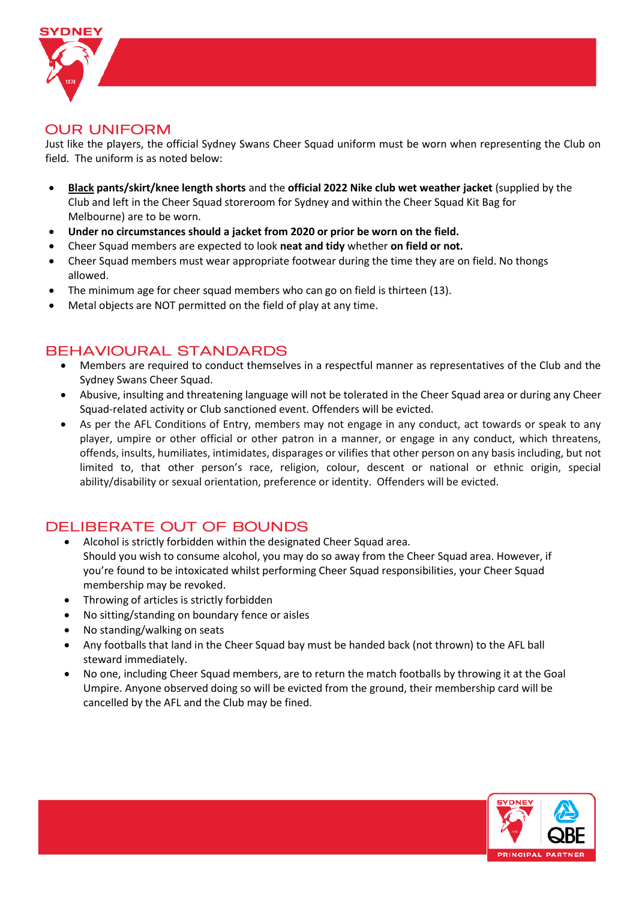## OUR UNIFORM

Just like the players, the official Sydney Swans Cheer Squad uniform must be worn when representing the Club on field. The uniform is as noted below:

- **Black pants/skirt/knee length shorts** and the **official 2022 Nike club wet weather jacket** (supplied by the Club and left in the Cheer Squad storeroom for Sydney and within the Cheer Squad Kit Bag for Melbourne) are to be worn.
- **Under no circumstances should a jacket from 2020 or prior be worn on the field.**
- Cheer Squad members are expected to look **neat and tidy** whether **on field or not.**
- Cheer Squad members must wear appropriate footwear during the time they are on field. No thongs allowed.
- The minimum age for cheer squad members who can go on field is thirteen (13).
- Metal objects are NOT permitted on the field of play at any time.

## BEHAVIOURAL STANDARDS

- Members are required to conduct themselves in a respectful manner as representatives of the Club and the Sydney Swans Cheer Squad.
- Abusive, insulting and threatening language will not be tolerated in the Cheer Squad area or during any Cheer Squad-related activity or Club sanctioned event. Offenders will be evicted.
- As per the AFL Conditions of Entry, members may not engage in any conduct, act towards or speak to any player, umpire or other official or other patron in a manner, or engage in any conduct, which threatens, offends, insults, humiliates, intimidates, disparages or vilifies that other person on any basis including, but not limited to, that other person's race, religion, colour, descent or national or ethnic origin, special ability/disability or sexual orientation, preference or identity. Offenders will be evicted.

## DELIBERATE OUT OF BOUNDS

- Alcohol is strictly forbidden within the designated Cheer Squad area.
  Should you wish to consume alcohol, you may do so away from the Cheer Squad area. However, if you're found to be intoxicated whilst performing Cheer Squad responsibilities, your Cheer Squad membership may be revoked.
- Throwing of articles is strictly forbidden
- No sitting/standing on boundary fence or aisles
- No standing/walking on seats
- Any footballs that land in the Cheer Squad bay must be handed back (not thrown) to the AFL ball steward immediately.
- No one, including Cheer Squad members, are to return the match footballs by throwing it at the Goal Umpire. Anyone observed doing so will be evicted from the ground, their membership card will be cancelled by the AFL and the Club may be fined.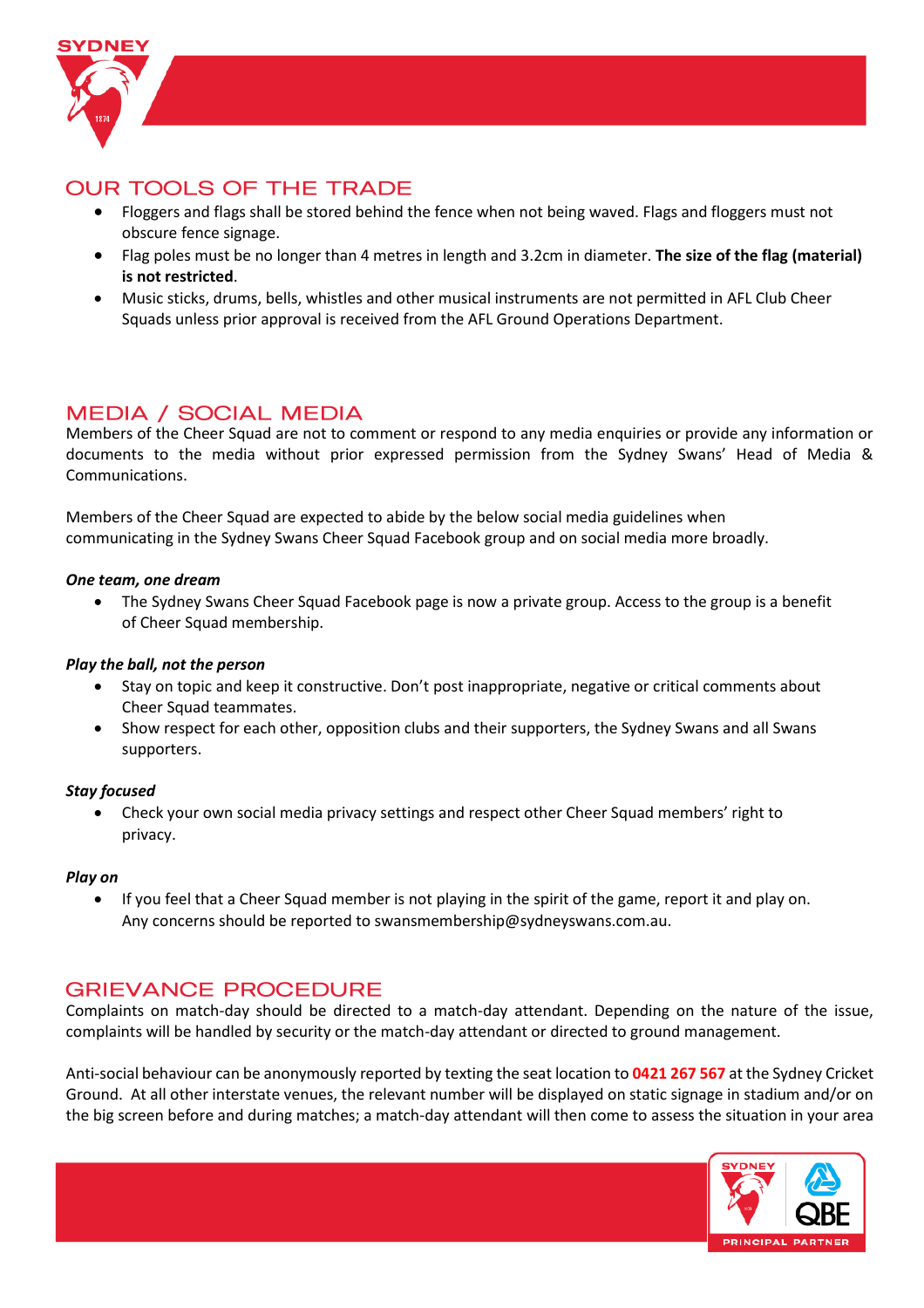## OUR TOOLS OF THE TRADE

- Floggers and flags shall be stored behind the fence when not being waved. Flags and floggers must not obscure fence signage.
- Flag poles must be no longer than 4 metres in length and 3.2cm in diameter. **The size of the flag (material) is not restricted**.
- Music sticks, drums, bells, whistles and other musical instruments are not permitted in AFL Club Cheer Squads unless prior approval is received from the AFL Ground Operations Department.

## MEDIA / SOCIAL MEDIA

Members of the Cheer Squad are not to comment or respond to any media enquiries or provide any information or documents to the media without prior expressed permission from the Sydney Swans' Head of Media & Communications.

Members of the Cheer Squad are expected to abide by the below social media guidelines when communicating in the Sydney Swans Cheer Squad Facebook group and on social media more broadly.

***One team, one dream***

- The Sydney Swans Cheer Squad Facebook page is now a private group. Access to the group is a benefit of Cheer Squad membership.

***Play the ball, not the person***

- Stay on topic and keep it constructive. Don't post inappropriate, negative or critical comments about Cheer Squad teammates.
- Show respect for each other, opposition clubs and their supporters, the Sydney Swans and all Swans supporters.

***Stay focused***

- Check your own social media privacy settings and respect other Cheer Squad members' right to privacy.

***Play on***

- If you feel that a Cheer Squad member is not playing in the spirit of the game, report it and play on. Any concerns should be reported to swansmembership@sydneyswans.com.au.

## GRIEVANCE PROCEDURE

Complaints on match-day should be directed to a match-day attendant. Depending on the nature of the issue, complaints will be handled by security or the match-day attendant or directed to ground management.

Anti-social behaviour can be anonymously reported by texting the seat location to **0421 267 567** at the Sydney Cricket Ground. At all other interstate venues, the relevant number will be displayed on static signage in stadium and/or on the big screen before and during matches; a match-day attendant will then come to assess the situation in your area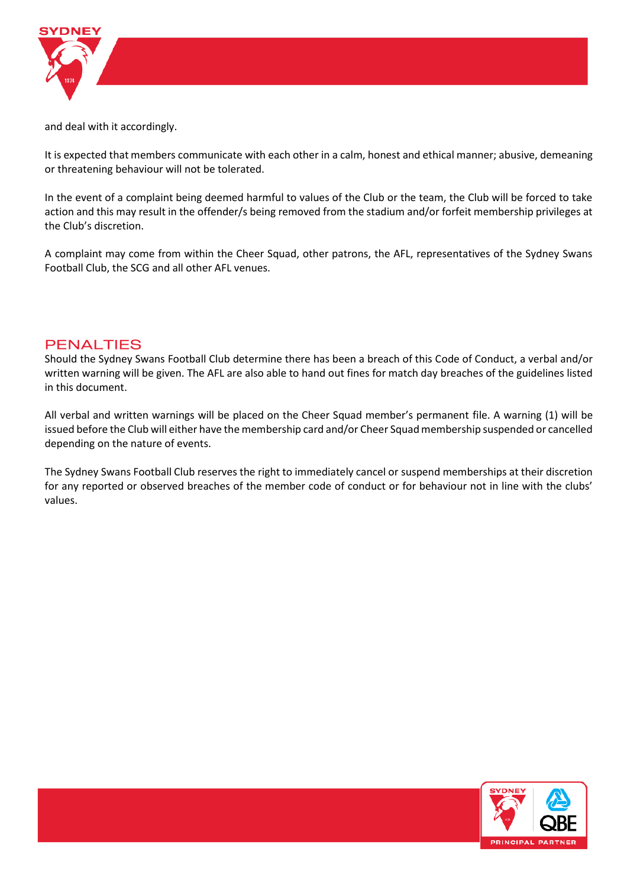and deal with it accordingly.

It is expected that members communicate with each other in a calm, honest and ethical manner; abusive, demeaning or threatening behaviour will not be tolerated.

In the event of a complaint being deemed harmful to values of the Club or the team, the Club will be forced to take action and this may result in the offender/s being removed from the stadium and/or forfeit membership privileges at the Club's discretion.

A complaint may come from within the Cheer Squad, other patrons, the AFL, representatives of the Sydney Swans Football Club, the SCG and all other AFL venues.

## PENALTIES

Should the Sydney Swans Football Club determine there has been a breach of this Code of Conduct, a verbal and/or written warning will be given. The AFL are also able to hand out fines for match day breaches of the guidelines listed in this document.

All verbal and written warnings will be placed on the Cheer Squad member's permanent file. A warning (1) will be issued before the Club will either have the membership card and/or Cheer Squad membership suspended or cancelled depending on the nature of events.

The Sydney Swans Football Club reserves the right to immediately cancel or suspend memberships at their discretion for any reported or observed breaches of the member code of conduct or for behaviour not in line with the clubs' values.